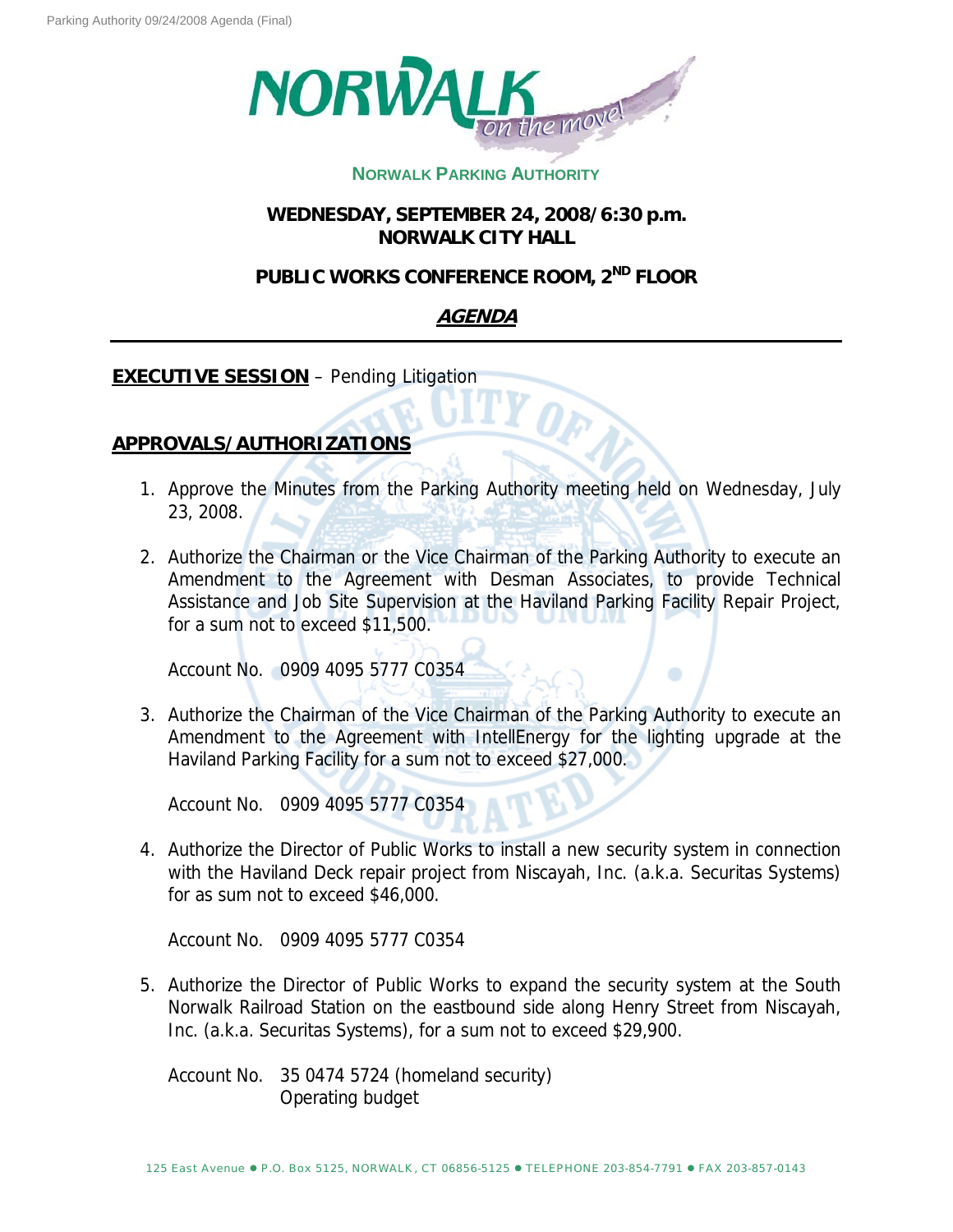**NORWALK PARKING AUTHORITY**

**WEDNESDAY, SEPTEMBER 24, 2008/6:30 p.m.**
**NORWALK CITY HALL**

**PUBLIC WORKS CONFERENCE ROOM, 2ND FLOOR**

## *AGENDA*

---

**EXECUTIVE SESSION** – Pending Litigation

**APPROVALS/AUTHORIZATIONS**

1. Approve the Minutes from the Parking Authority meeting held on Wednesday, July 23, 2008.

2. Authorize the Chairman or the Vice Chairman of the Parking Authority to execute an Amendment to the Agreement with Desman Associates, to provide Technical Assistance and Job Site Supervision at the Haviland Parking Facility Repair Project, for a sum not to exceed $11,500.

   Account No. 0909 4095 5777 C0354

3. Authorize the Chairman of the Vice Chairman of the Parking Authority to execute an Amendment to the Agreement with IntellEnergy for the lighting upgrade at the Haviland Parking Facility for a sum not to exceed $27,000.

   Account No. 0909 4095 5777 C0354

4. Authorize the Director of Public Works to install a new security system in connection with the Haviland Deck repair project from Niscayah, Inc. (a.k.a. Securitas Systems) for as sum not to exceed $46,000.

   Account No. 0909 4095 5777 C0354

5. Authorize the Director of Public Works to expand the security system at the South Norwalk Railroad Station on the eastbound side along Henry Street from Niscayah, Inc. (a.k.a. Securitas Systems), for a sum not to exceed $29,900.

   Account No. 35 0474 5724 (homeland security)
   Operating budget

125 East Avenue ● P.O. Box 5125, NORWALK, CT 06856-5125 ● TELEPHONE 203-854-7791 ● FAX 203-857-0143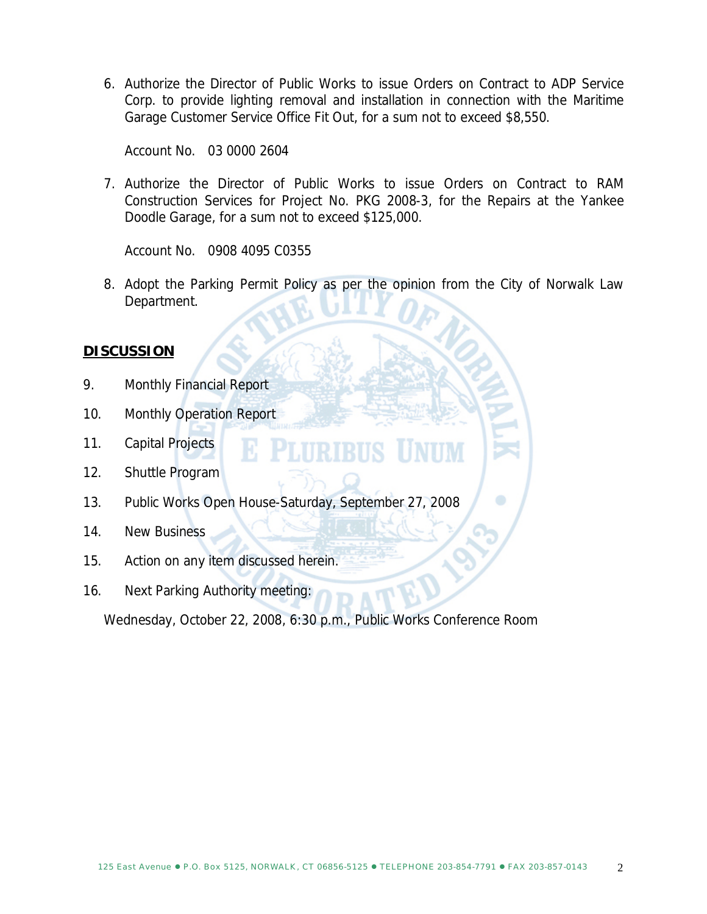6. Authorize the Director of Public Works to issue Orders on Contract to ADP Service Corp. to provide lighting removal and installation in connection with the Maritime Garage Customer Service Office Fit Out, for a sum not to exceed $8,550.

   Account No. 03 0000 2604

7. Authorize the Director of Public Works to issue Orders on Contract to RAM Construction Services for Project No. PKG 2008-3, for the Repairs at the Yankee Doodle Garage, for a sum not to exceed $125,000.

   Account No. 0908 4095 C0355

8. Adopt the Parking Permit Policy as per the opinion from the City of Norwalk Law Department.

**DISCUSSION**

9. Monthly Financial Report
10. Monthly Operation Report
11. Capital Projects
12. Shuttle Program
13. Public Works Open House-Saturday, September 27, 2008
14. New Business
15. Action on any item discussed herein.
16. Next Parking Authority meeting:

Wednesday, October 22, 2008, 6:30 p.m., Public Works Conference Room